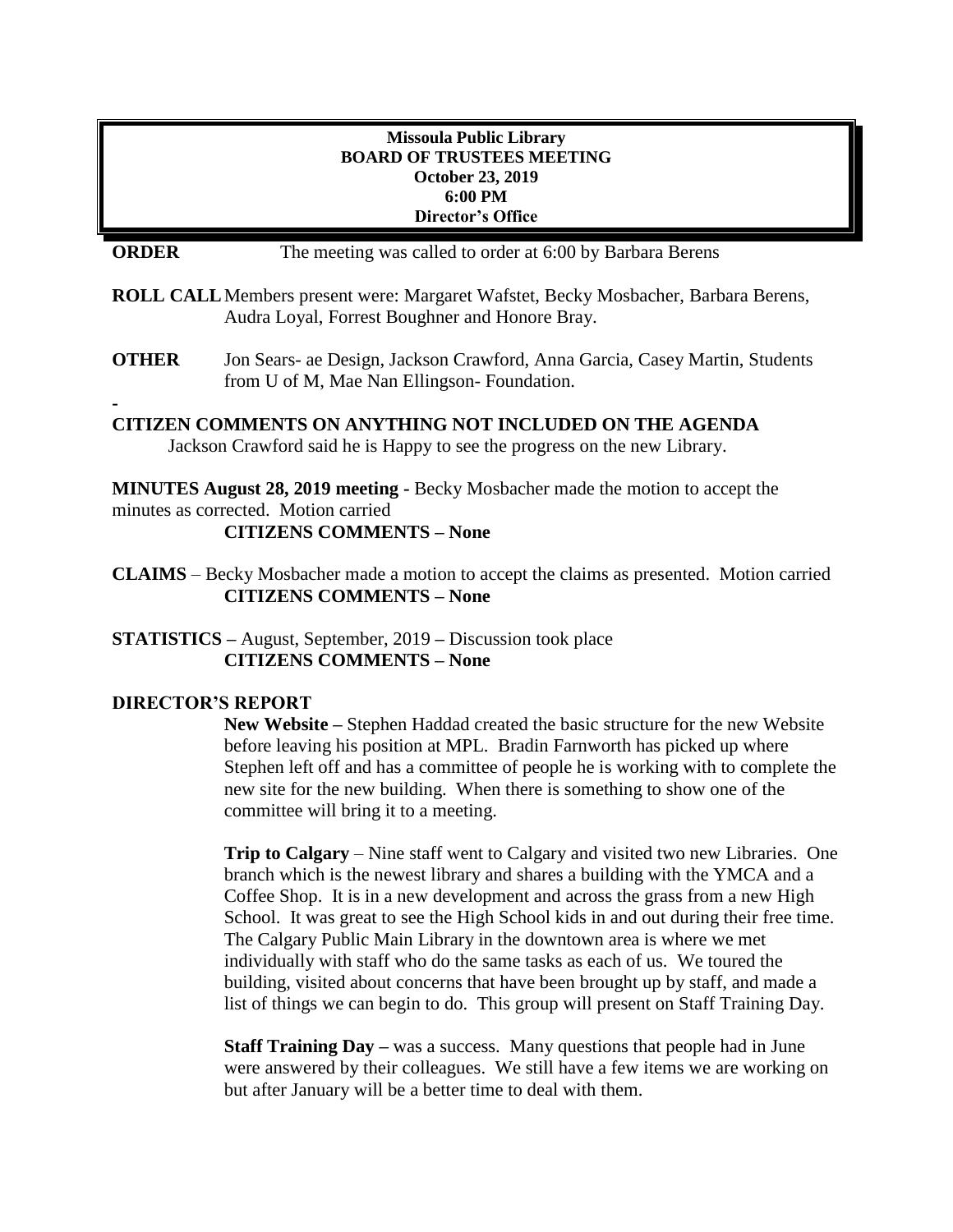**Missoula Public Library**
**BOARD OF TRUSTEES MEETING**
**October 23, 2019**
**6:00 PM**
**Director's Office**

**ORDER** The meeting was called to order at 6:00 by Barbara Berens

**ROLL CALL** Members present were: Margaret Wafstet, Becky Mosbacher, Barbara Berens, Audra Loyal, Forrest Boughner and Honore Bray.

**OTHER** Jon Sears- ae Design, Jackson Crawford, Anna Garcia, Casey Martin, Students from U of M, Mae Nan Ellingson- Foundation.

-

**CITIZEN COMMENTS ON ANYTHING NOT INCLUDED ON THE AGENDA**

Jackson Crawford said he is Happy to see the progress on the new Library.

**MINUTES August 28, 2019 meeting -** Becky Mosbacher made the motion to accept the minutes as corrected. Motion carried

**CITIZENS COMMENTS – None**

**CLAIMS** – Becky Mosbacher made a motion to accept the claims as presented. Motion carried

**CITIZENS COMMENTS – None**

**STATISTICS –** August, September, 2019 **–** Discussion took place

**CITIZENS COMMENTS – None**

**DIRECTOR'S REPORT**

**New Website –** Stephen Haddad created the basic structure for the new Website before leaving his position at MPL. Bradin Farnworth has picked up where Stephen left off and has a committee of people he is working with to complete the new site for the new building. When there is something to show one of the committee will bring it to a meeting.

**Trip to Calgary** – Nine staff went to Calgary and visited two new Libraries. One branch which is the newest library and shares a building with the YMCA and a Coffee Shop. It is in a new development and across the grass from a new High School. It was great to see the High School kids in and out during their free time. The Calgary Public Main Library in the downtown area is where we met individually with staff who do the same tasks as each of us. We toured the building, visited about concerns that have been brought up by staff, and made a list of things we can begin to do. This group will present on Staff Training Day.

**Staff Training Day –** was a success. Many questions that people had in June were answered by their colleagues. We still have a few items we are working on but after January will be a better time to deal with them.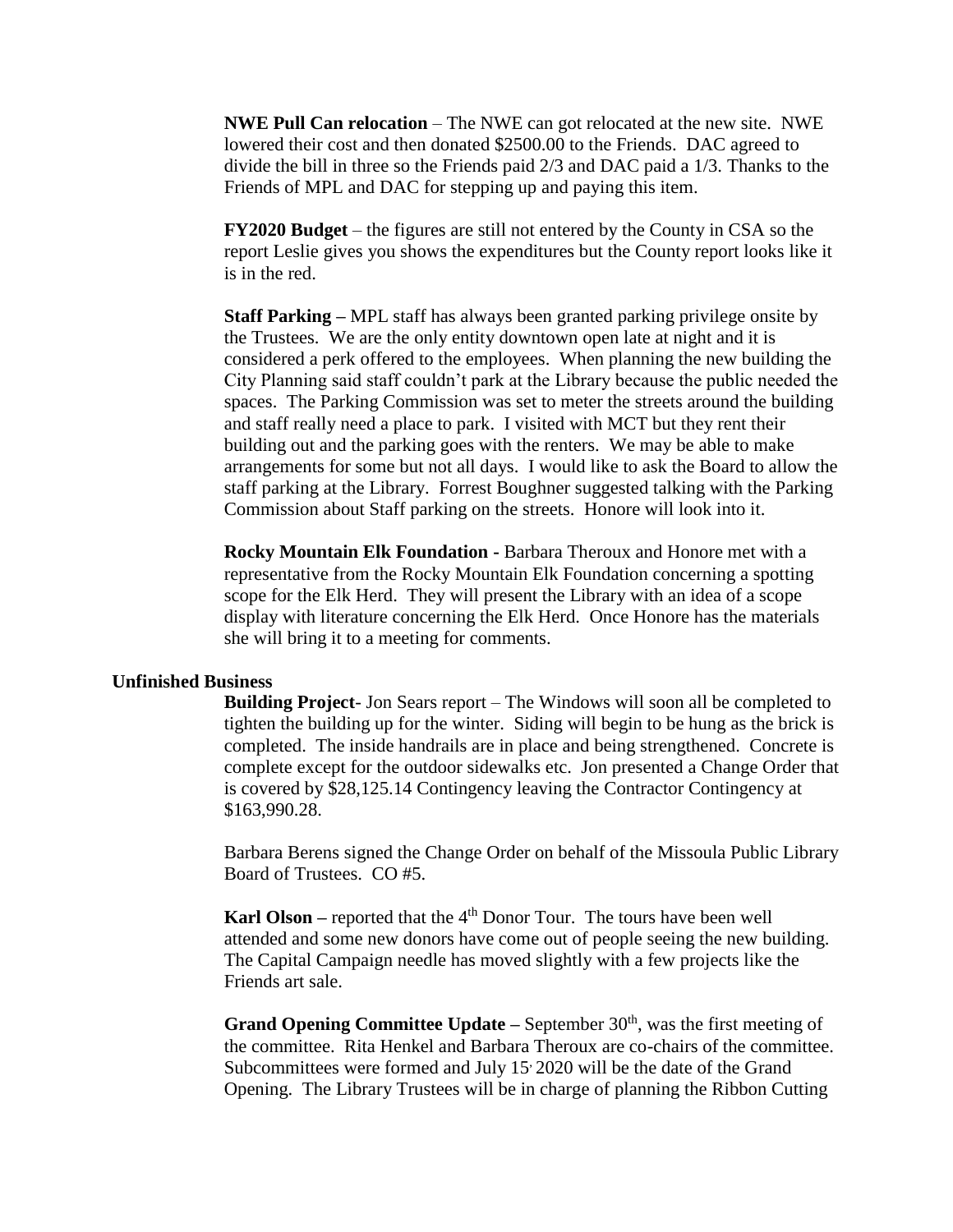**NWE Pull Can relocation** – The NWE can got relocated at the new site. NWE lowered their cost and then donated $2500.00 to the Friends. DAC agreed to divide the bill in three so the Friends paid 2/3 and DAC paid a 1/3. Thanks to the Friends of MPL and DAC for stepping up and paying this item.

**FY2020 Budget** – the figures are still not entered by the County in CSA so the report Leslie gives you shows the expenditures but the County report looks like it is in the red.

**Staff Parking –** MPL staff has always been granted parking privilege onsite by the Trustees. We are the only entity downtown open late at night and it is considered a perk offered to the employees. When planning the new building the City Planning said staff couldn't park at the Library because the public needed the spaces. The Parking Commission was set to meter the streets around the building and staff really need a place to park. I visited with MCT but they rent their building out and the parking goes with the renters. We may be able to make arrangements for some but not all days. I would like to ask the Board to allow the staff parking at the Library. Forrest Boughner suggested talking with the Parking Commission about Staff parking on the streets. Honore will look into it.

**Rocky Mountain Elk Foundation -** Barbara Theroux and Honore met with a representative from the Rocky Mountain Elk Foundation concerning a spotting scope for the Elk Herd. They will present the Library with an idea of a scope display with literature concerning the Elk Herd. Once Honore has the materials she will bring it to a meeting for comments.

**Unfinished Business**

**Building Project**- Jon Sears report – The Windows will soon all be completed to tighten the building up for the winter. Siding will begin to be hung as the brick is completed. The inside handrails are in place and being strengthened. Concrete is complete except for the outdoor sidewalks etc. Jon presented a Change Order that is covered by $28,125.14 Contingency leaving the Contractor Contingency at $163,990.28.

Barbara Berens signed the Change Order on behalf of the Missoula Public Library Board of Trustees. CO #5.

**Karl Olson –** reported that the 4th Donor Tour. The tours have been well attended and some new donors have come out of people seeing the new building. The Capital Campaign needle has moved slightly with a few projects like the Friends art sale.

**Grand Opening Committee Update –** September 30th, was the first meeting of the committee. Rita Henkel and Barbara Theroux are co-chairs of the committee. Subcommittees were formed and July 15, 2020 will be the date of the Grand Opening. The Library Trustees will be in charge of planning the Ribbon Cutting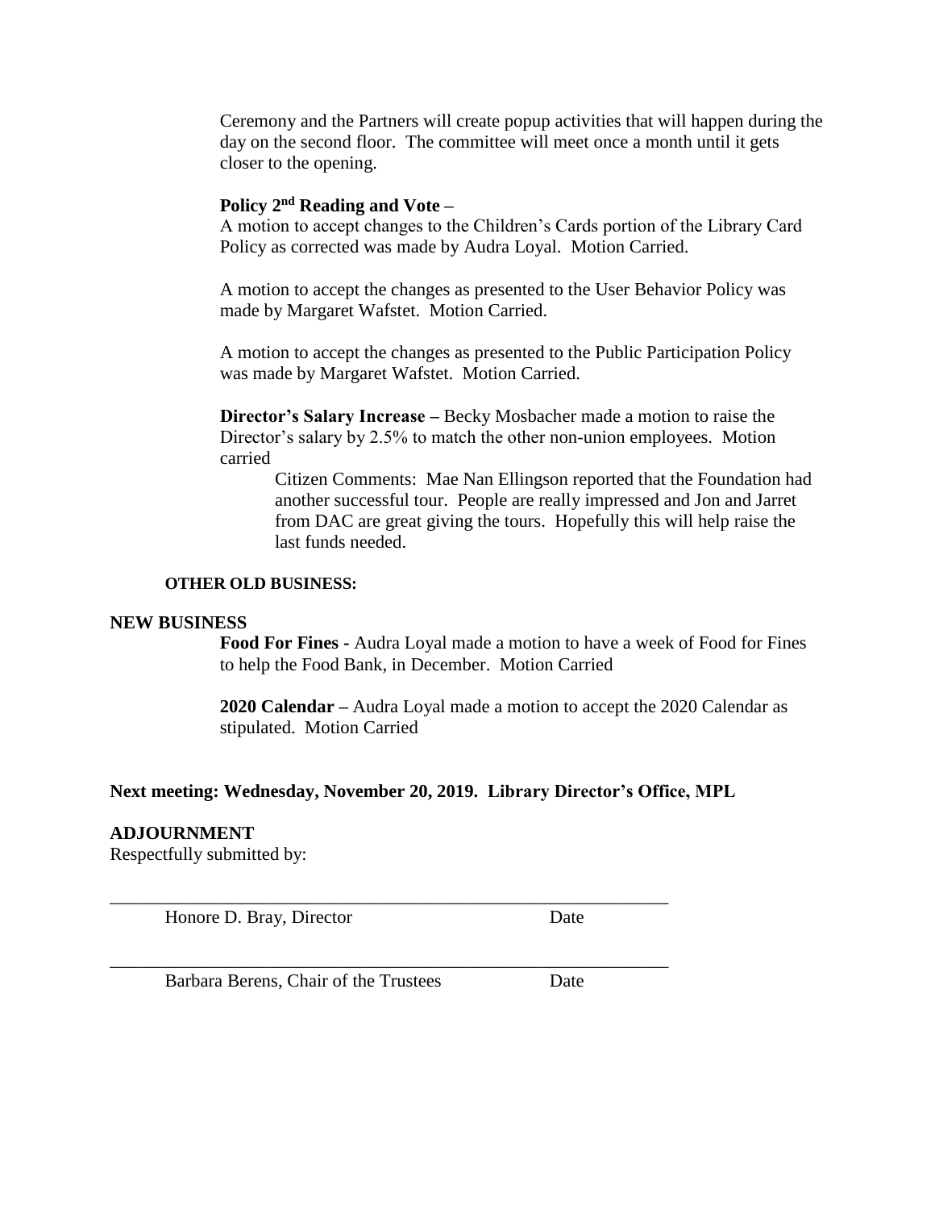Ceremony and the Partners will create popup activities that will happen during the day on the second floor. The committee will meet once a month until it gets closer to the opening.

**Policy 2nd Reading and Vote –**

A motion to accept changes to the Children's Cards portion of the Library Card Policy as corrected was made by Audra Loyal. Motion Carried.

A motion to accept the changes as presented to the User Behavior Policy was made by Margaret Wafstet. Motion Carried.

A motion to accept the changes as presented to the Public Participation Policy was made by Margaret Wafstet. Motion Carried.

**Director's Salary Increase –** Becky Mosbacher made a motion to raise the Director's salary by 2.5% to match the other non-union employees. Motion carried

Citizen Comments: Mae Nan Ellingson reported that the Foundation had another successful tour. People are really impressed and Jon and Jarret from DAC are great giving the tours. Hopefully this will help raise the last funds needed.

**OTHER OLD BUSINESS:**

## NEW BUSINESS

**Food For Fines -** Audra Loyal made a motion to have a week of Food for Fines to help the Food Bank, in December. Motion Carried

**2020 Calendar –** Audra Loyal made a motion to accept the 2020 Calendar as stipulated. Motion Carried

**Next meeting: Wednesday, November 20, 2019. Library Director's Office, MPL**

## ADJOURNMENT

Respectfully submitted by:

_______________________________________________________________

Honore D. Bray, Director Date

_______________________________________________________________

Barbara Berens, Chair of the Trustees Date